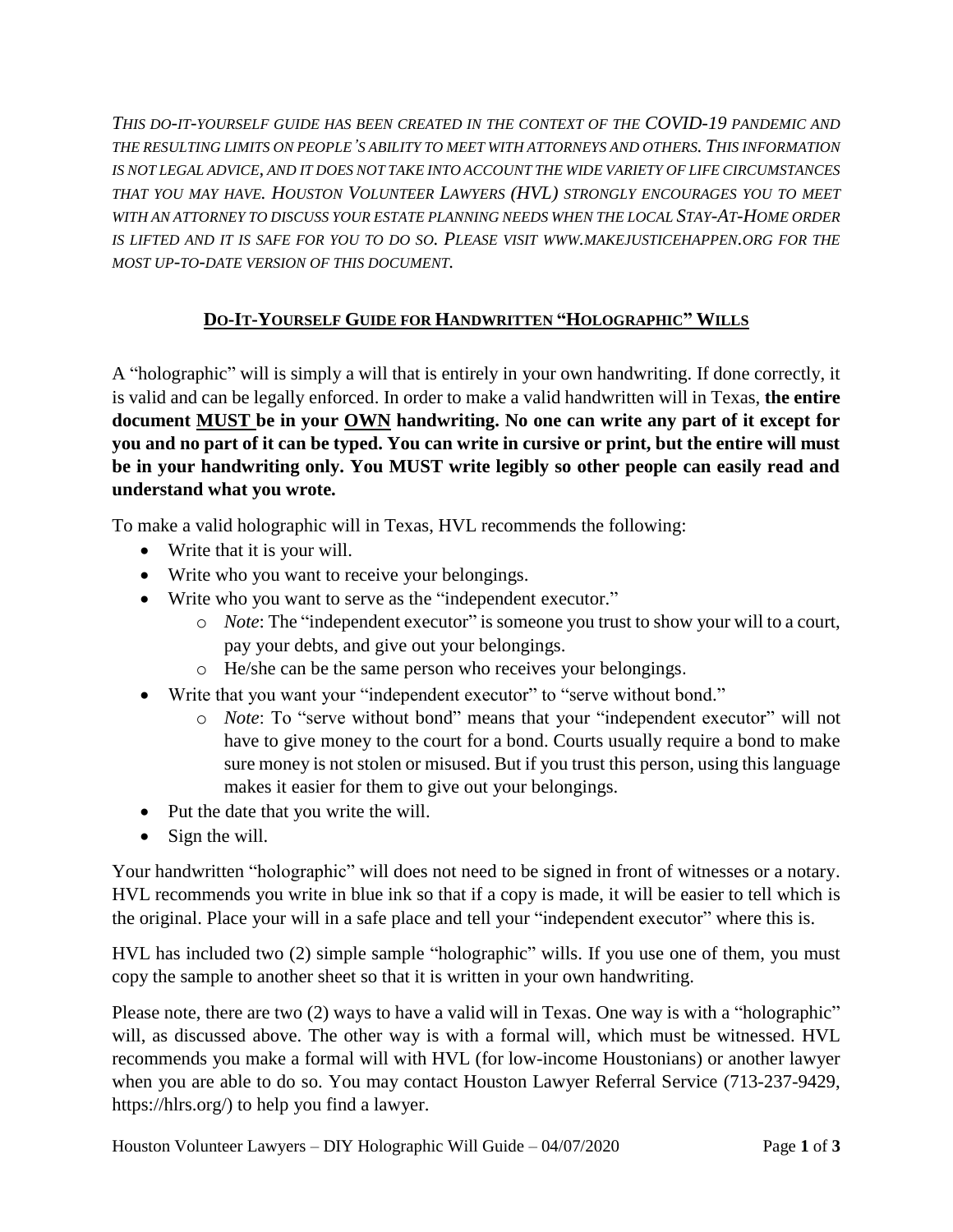*THIS DO-IT-YOURSELF GUIDE HAS BEEN CREATED IN THE CONTEXT OF THE COVID-19 PANDEMIC AND THE RESULTING LIMITS ON PEOPLE'S ABILITY TO MEET WITH ATTORNEYS AND OTHERS. THIS INFORMATION IS NOT LEGAL ADVICE, AND IT DOES NOT TAKE INTO ACCOUNT THE WIDE VARIETY OF LIFE CIRCUMSTANCES THAT YOU MAY HAVE. HOUSTON VOLUNTEER LAWYERS (HVL) STRONGLY ENCOURAGES YOU TO MEET WITH AN ATTORNEY TO DISCUSS YOUR ESTATE PLANNING NEEDS WHEN THE LOCAL STAY-AT-HOME ORDER IS LIFTED AND IT IS SAFE FOR YOU TO DO SO. PLEASE VISIT WWW.MAKEJUSTICEHAPPEN.ORG FOR THE MOST UP-TO-DATE VERSION OF THIS DOCUMENT.*

# DO-IT-YOURSELF GUIDE FOR HANDWRITTEN "HOLOGRAPHIC" WILLS

A "holographic" will is simply a will that is entirely in your own handwriting. If done correctly, it is valid and can be legally enforced. In order to make a valid handwritten will in Texas, **the entire document MUST be in your OWN handwriting. No one can write any part of it except for you and no part of it can be typed. You can write in cursive or print, but the entire will must be in your handwriting only. You MUST write legibly so other people can easily read and understand what you wrote.**

To make a valid holographic will in Texas, HVL recommends the following:

- Write that it is your will.
- Write who you want to receive your belongings.
- Write who you want to serve as the "independent executor."
  - *Note*: The "independent executor" is someone you trust to show your will to a court, pay your debts, and give out your belongings.
  - He/she can be the same person who receives your belongings.
- Write that you want your "independent executor" to "serve without bond."
  - *Note*: To "serve without bond" means that your "independent executor" will not have to give money to the court for a bond. Courts usually require a bond to make sure money is not stolen or misused. But if you trust this person, using this language makes it easier for them to give out your belongings.
- Put the date that you write the will.
- Sign the will.

Your handwritten "holographic" will does not need to be signed in front of witnesses or a notary. HVL recommends you write in blue ink so that if a copy is made, it will be easier to tell which is the original. Place your will in a safe place and tell your "independent executor" where this is.

HVL has included two (2) simple sample "holographic" wills. If you use one of them, you must copy the sample to another sheet so that it is written in your own handwriting.

Please note, there are two (2) ways to have a valid will in Texas. One way is with a "holographic" will, as discussed above. The other way is with a formal will, which must be witnessed. HVL recommends you make a formal will with HVL (for low-income Houstonians) or another lawyer when you are able to do so. You may contact Houston Lawyer Referral Service (713-237-9429, https://hlrs.org/) to help you find a lawyer.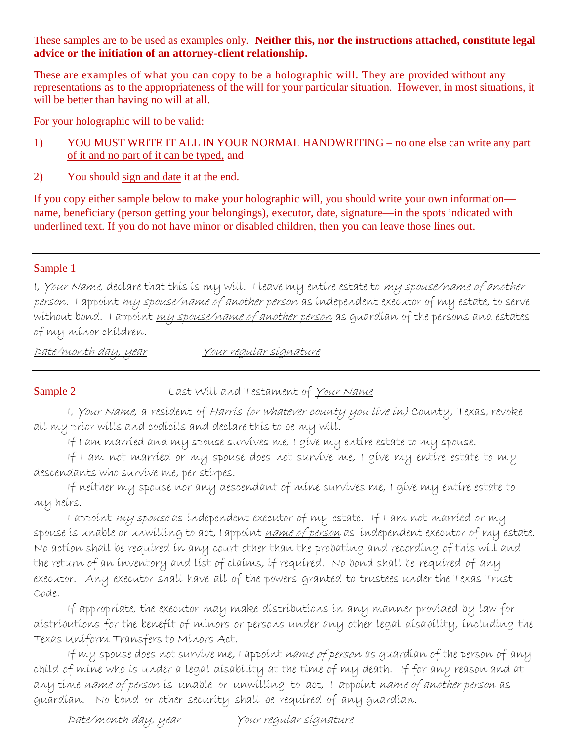These samples are to be used as examples only. **Neither this, nor the instructions attached, constitute legal advice or the initiation of an attorney-client relationship.**

These are examples of what you can copy to be a holographic will. They are provided without any representations as to the appropriateness of the will for your particular situation. However, in most situations, it will be better than having no will at all.

For your holographic will to be valid:

1) <u>YOU MUST WRITE IT ALL IN YOUR NORMAL HANDWRITING – no one else can write any part of it and no part of it can be typed,</u> and

2) You should <u>sign and date</u> it at the end.

If you copy either sample below to make your holographic will, you should write your own information—name, beneficiary (person getting your belongings), executor, date, signature—in the spots indicated with underlined text. If you do not have minor or disabled children, then you can leave those lines out.

---

Sample 1

I, <u>Your Name</u>, declare that this is my will. I leave my entire estate to <u>my spouse/name of another person</u>. I appoint <u>my spouse/name of another person</u> as independent executor of my estate, to serve without bond. I appoint <u>my spouse/name of another person</u> as guardian of the persons and estates of my minor children.

<u>Date/month day, year</u>          <u>Your regular signature</u>

---

Sample 2          Last Will and Testament of <u>Your Name</u>

I, <u>Your Name</u>, a resident of <u>Harris (or whatever county you live in)</u> County, Texas, revoke all my prior wills and codicils and declare this to be my will.

If I am married and my spouse survives me, I give my entire estate to my spouse.

If I am not married or my spouse does not survive me, I give my entire estate to my descendants who survive me, per stirpes.

If neither my spouse nor any descendant of mine survives me, I give my entire estate to my heirs.

I appoint <u>my spouse</u> as independent executor of my estate. If I am not married or my spouse is unable or unwilling to act, I appoint <u>name of person</u> as independent executor of my estate. No action shall be required in any court other than the probating and recording of this will and the return of an inventory and list of claims, if required. No bond shall be required of any executor. Any executor shall have all of the powers granted to trustees under the Texas Trust Code.

If appropriate, the executor may make distributions in any manner provided by law for distributions for the benefit of minors or persons under any other legal disability, including the Texas Uniform Transfers to Minors Act.

If my spouse does not survive me, I appoint <u>name of person</u> as guardian of the person of any child of mine who is under a legal disability at the time of my death. If for any reason and at any time <u>name of person</u> is unable or unwilling to act, I appoint <u>name of another person</u> as guardian. No bond or other security shall be required of any guardian.

<u>Date/month day, year</u>          <u>Your regular signature</u>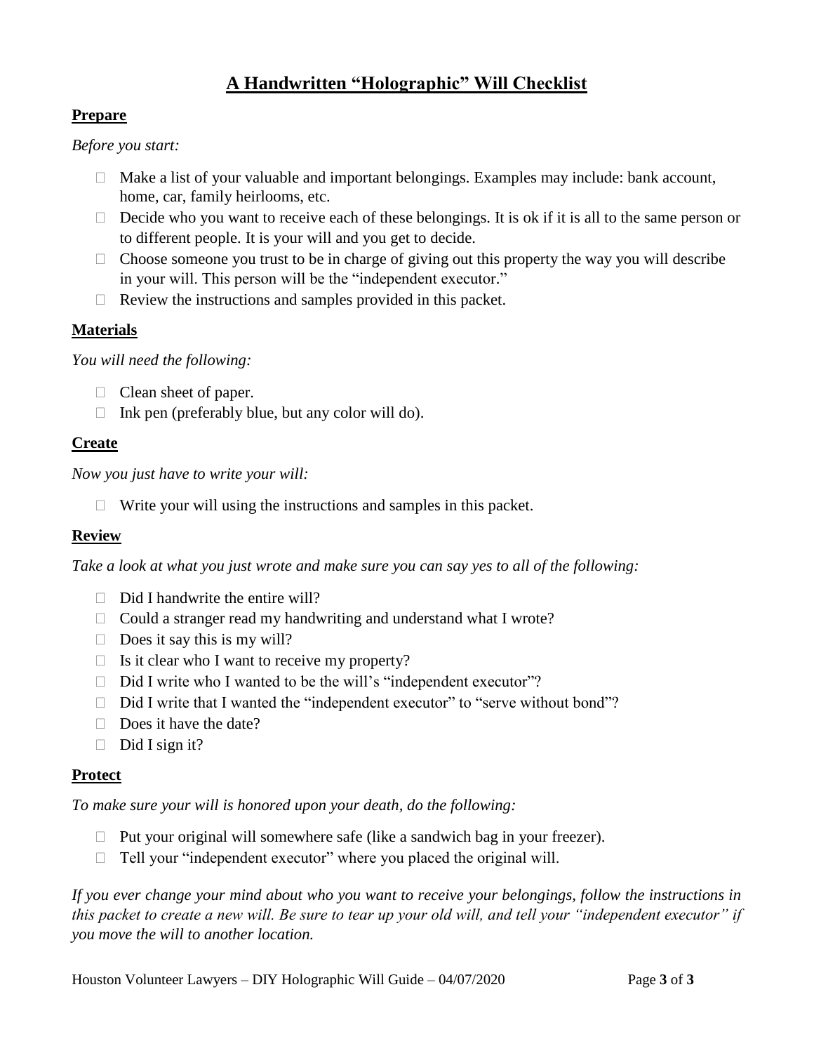# A Handwritten "Holographic" Will Checklist

## Prepare

*Before you start:*

- ☐ Make a list of your valuable and important belongings. Examples may include: bank account, home, car, family heirlooms, etc.
- ☐ Decide who you want to receive each of these belongings. It is ok if it is all to the same person or to different people. It is your will and you get to decide.
- ☐ Choose someone you trust to be in charge of giving out this property the way you will describe in your will. This person will be the "independent executor."
- ☐ Review the instructions and samples provided in this packet.

## Materials

*You will need the following:*

- ☐ Clean sheet of paper.
- ☐ Ink pen (preferably blue, but any color will do).

## Create

*Now you just have to write your will:*

- ☐ Write your will using the instructions and samples in this packet.

## Review

*Take a look at what you just wrote and make sure you can say yes to all of the following:*

- ☐ Did I handwrite the entire will?
- ☐ Could a stranger read my handwriting and understand what I wrote?
- ☐ Does it say this is my will?
- ☐ Is it clear who I want to receive my property?
- ☐ Did I write who I wanted to be the will's "independent executor"?
- ☐ Did I write that I wanted the "independent executor" to "serve without bond"?
- ☐ Does it have the date?
- ☐ Did I sign it?

## Protect

*To make sure your will is honored upon your death, do the following:*

- ☐ Put your original will somewhere safe (like a sandwich bag in your freezer).
- ☐ Tell your "independent executor" where you placed the original will.

*If you ever change your mind about who you want to receive your belongings, follow the instructions in this packet to create a new will. Be sure to tear up your old will, and tell your "independent executor" if you move the will to another location.*